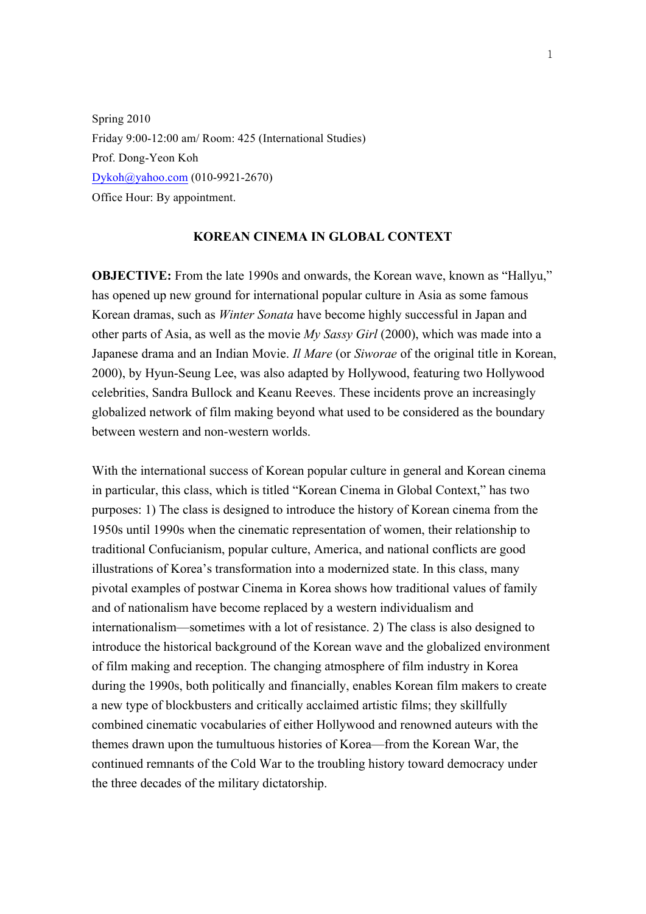Spring 2010
Friday 9:00-12:00 am/ Room: 425 (International Studies)
Prof. Dong-Yeon Koh
Dykoh@yahoo.com (010-9921-2670)
Office Hour: By appointment.

## KOREAN CINEMA IN GLOBAL CONTEXT

**OBJECTIVE:** From the late 1990s and onwards, the Korean wave, known as "Hallyu," has opened up new ground for international popular culture in Asia as some famous Korean dramas, such as *Winter Sonata* have become highly successful in Japan and other parts of Asia, as well as the movie *My Sassy Girl* (2000), which was made into a Japanese drama and an Indian Movie. *Il Mare* (or *Siworae* of the original title in Korean, 2000), by Hyun-Seung Lee, was also adapted by Hollywood, featuring two Hollywood celebrities, Sandra Bullock and Keanu Reeves. These incidents prove an increasingly globalized network of film making beyond what used to be considered as the boundary between western and non-western worlds.

With the international success of Korean popular culture in general and Korean cinema in particular, this class, which is titled "Korean Cinema in Global Context," has two purposes: 1) The class is designed to introduce the history of Korean cinema from the 1950s until 1990s when the cinematic representation of women, their relationship to traditional Confucianism, popular culture, America, and national conflicts are good illustrations of Korea's transformation into a modernized state. In this class, many pivotal examples of postwar Cinema in Korea shows how traditional values of family and of nationalism have become replaced by a western individualism and internationalism—sometimes with a lot of resistance. 2) The class is also designed to introduce the historical background of the Korean wave and the globalized environment of film making and reception. The changing atmosphere of film industry in Korea during the 1990s, both politically and financially, enables Korean film makers to create a new type of blockbusters and critically acclaimed artistic films; they skillfully combined cinematic vocabularies of either Hollywood and renowned auteurs with the themes drawn upon the tumultuous histories of Korea—from the Korean War, the continued remnants of the Cold War to the troubling history toward democracy under the three decades of the military dictatorship.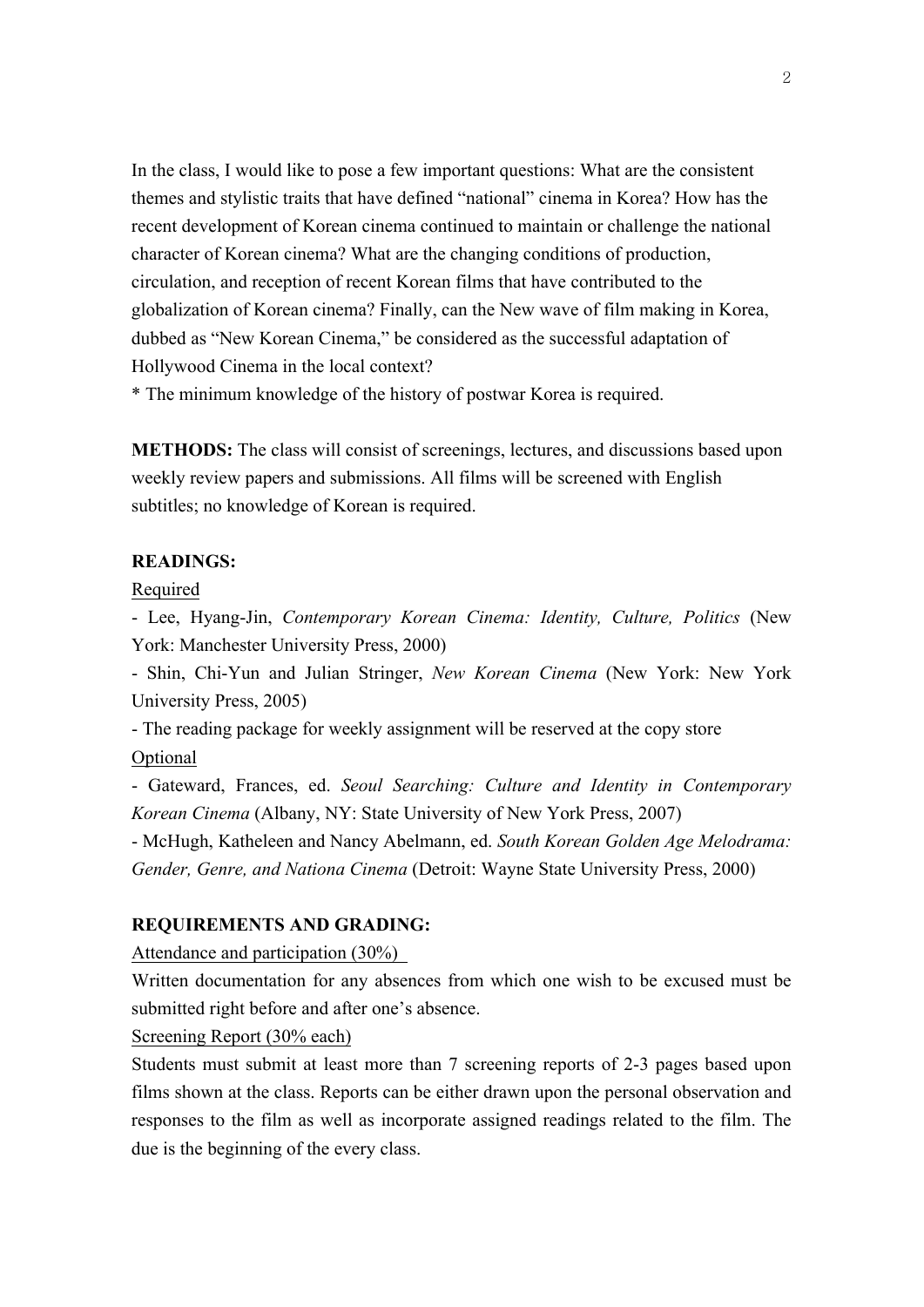In the class, I would like to pose a few important questions: What are the consistent themes and stylistic traits that have defined "national" cinema in Korea? How has the recent development of Korean cinema continued to maintain or challenge the national character of Korean cinema? What are the changing conditions of production, circulation, and reception of recent Korean films that have contributed to the globalization of Korean cinema? Finally, can the New wave of film making in Korea, dubbed as "New Korean Cinema," be considered as the successful adaptation of Hollywood Cinema in the local context?

* The minimum knowledge of the history of postwar Korea is required.

**METHODS:** The class will consist of screenings, lectures, and discussions based upon weekly review papers and submissions. All films will be screened with English subtitles; no knowledge of Korean is required.

**READINGS:**

Required

- Lee, Hyang-Jin, *Contemporary Korean Cinema: Identity, Culture, Politics* (New York: Manchester University Press, 2000)
- Shin, Chi-Yun and Julian Stringer, *New Korean Cinema* (New York: New York University Press, 2005)
- The reading package for weekly assignment will be reserved at the copy store

Optional

- Gateward, Frances, ed. *Seoul Searching: Culture and Identity in Contemporary Korean Cinema* (Albany, NY: State University of New York Press, 2007)
- McHugh, Katheleen and Nancy Abelmann, ed. *South Korean Golden Age Melodrama: Gender, Genre, and Nationa Cinema* (Detroit: Wayne State University Press, 2000)

**REQUIREMENTS AND GRADING:**

Attendance and participation (30%)

Written documentation for any absences from which one wish to be excused must be submitted right before and after one's absence.

Screening Report (30% each)

Students must submit at least more than 7 screening reports of 2-3 pages based upon films shown at the class. Reports can be either drawn upon the personal observation and responses to the film as well as incorporate assigned readings related to the film. The due is the beginning of the every class.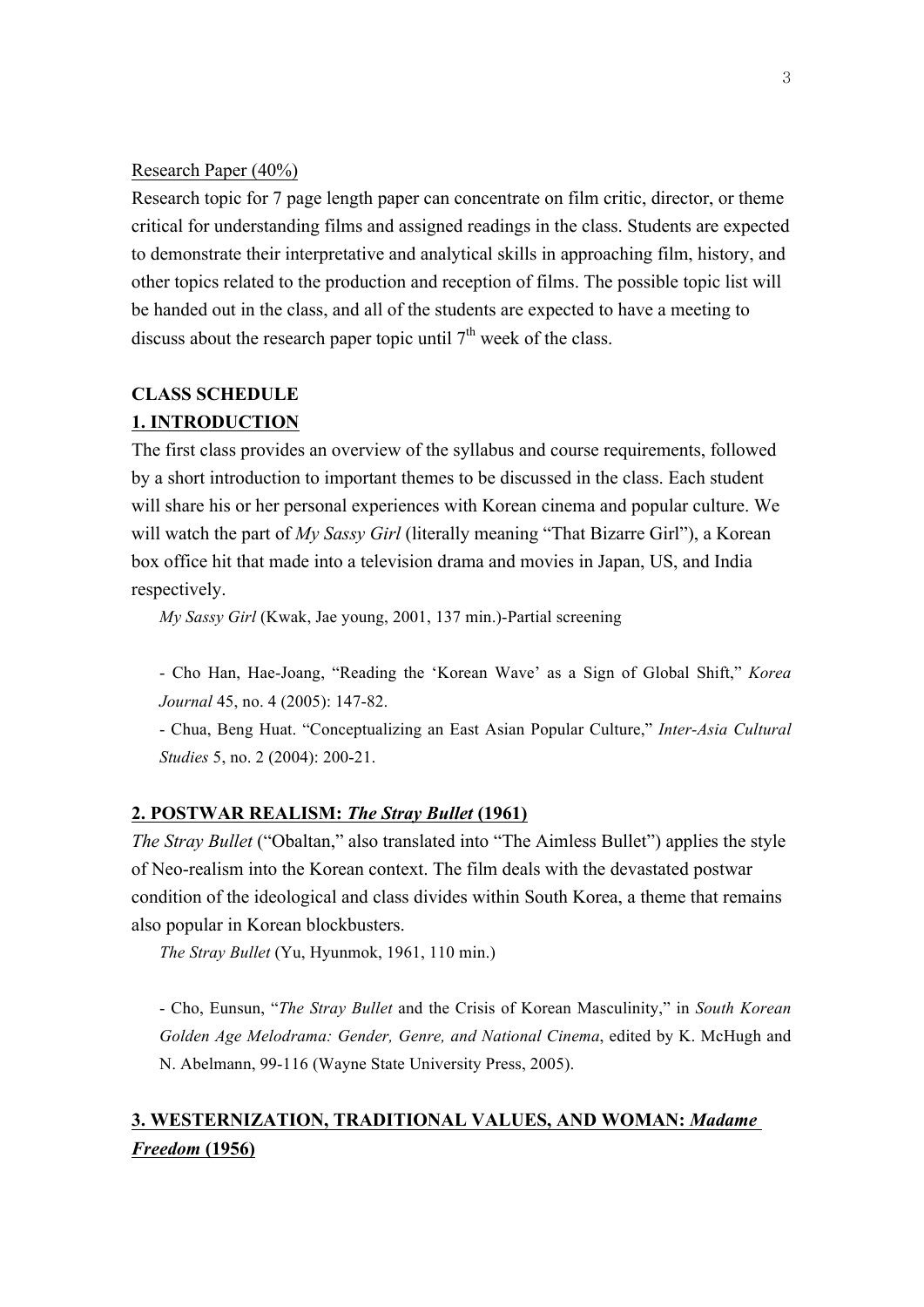Research Paper (40%)

Research topic for 7 page length paper can concentrate on film critic, director, or theme critical for understanding films and assigned readings in the class. Students are expected to demonstrate their interpretative and analytical skills in approaching film, history, and other topics related to the production and reception of films. The possible topic list will be handed out in the class, and all of the students are expected to have a meeting to discuss about the research paper topic until 7th week of the class.

## CLASS SCHEDULE

### 1. INTRODUCTION

The first class provides an overview of the syllabus and course requirements, followed by a short introduction to important themes to be discussed in the class. Each student will share his or her personal experiences with Korean cinema and popular culture. We will watch the part of *My Sassy Girl* (literally meaning "That Bizarre Girl"), a Korean box office hit that made into a television drama and movies in Japan, US, and India respectively.

*My Sassy Girl* (Kwak, Jae young, 2001, 137 min.)-Partial screening

- Cho Han, Hae-Joang, "Reading the 'Korean Wave' as a Sign of Global Shift," *Korea Journal* 45, no. 4 (2005): 147-82.
- Chua, Beng Huat. "Conceptualizing an East Asian Popular Culture," *Inter-Asia Cultural Studies* 5, no. 2 (2004): 200-21.

### 2. POSTWAR REALISM: *The Stray Bullet* (1961)

*The Stray Bullet* ("Obaltan," also translated into "The Aimless Bullet") applies the style of Neo-realism into the Korean context. The film deals with the devastated postwar condition of the ideological and class divides within South Korea, a theme that remains also popular in Korean blockbusters.

*The Stray Bullet* (Yu, Hyunmok, 1961, 110 min.)

- Cho, Eunsun, "*The Stray Bullet* and the Crisis of Korean Masculinity," in *South Korean Golden Age Melodrama: Gender, Genre, and National Cinema*, edited by K. McHugh and N. Abelmann, 99-116 (Wayne State University Press, 2005).

### 3. WESTERNIZATION, TRADITIONAL VALUES, AND WOMAN: *Madame Freedom* (1956)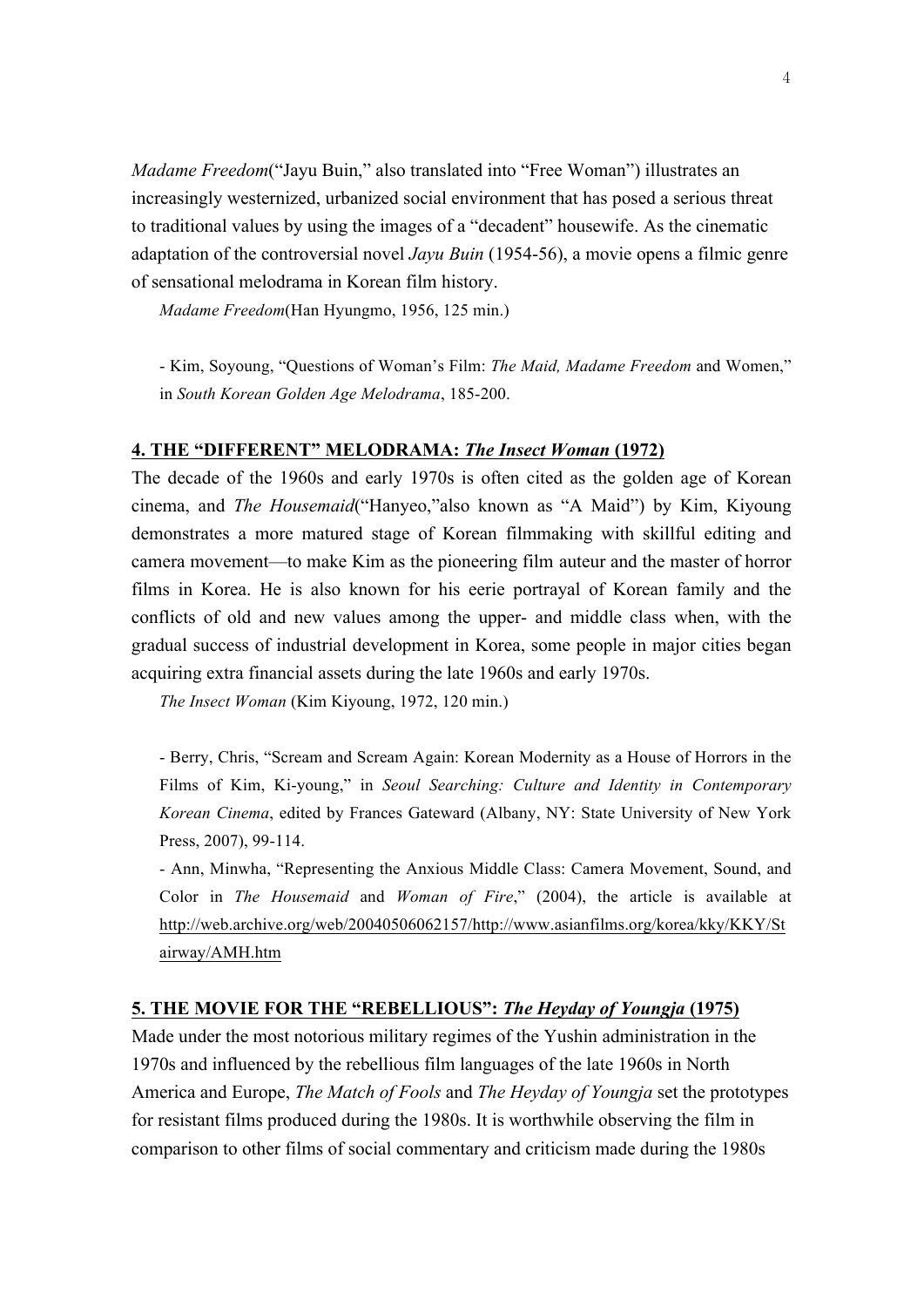*Madame Freedom*("Jayu Buin," also translated into "Free Woman") illustrates an increasingly westernized, urbanized social environment that has posed a serious threat to traditional values by using the images of a "decadent" housewife. As the cinematic adaptation of the controversial novel *Jayu Buin* (1954-56), a movie opens a filmic genre of sensational melodrama in Korean film history.

*Madame Freedom*(Han Hyungmo, 1956, 125 min.)

- Kim, Soyoung, "Questions of Woman's Film: *The Maid, Madame Freedom* and Women," in *South Korean Golden Age Melodrama*, 185-200.

## 4. THE "DIFFERENT" MELODRAMA: *The Insect Woman* (1972)

The decade of the 1960s and early 1970s is often cited as the golden age of Korean cinema, and *The Housemaid*("Hanyeo,"also known as "A Maid") by Kim, Kiyoung demonstrates a more matured stage of Korean filmmaking with skillful editing and camera movement—to make Kim as the pioneering film auteur and the master of horror films in Korea. He is also known for his eerie portrayal of Korean family and the conflicts of old and new values among the upper- and middle class when, with the gradual success of industrial development in Korea, some people in major cities began acquiring extra financial assets during the late 1960s and early 1970s.

*The Insect Woman* (Kim Kiyoung, 1972, 120 min.)

- Berry, Chris, "Scream and Scream Again: Korean Modernity as a House of Horrors in the Films of Kim, Ki-young," in *Seoul Searching: Culture and Identity in Contemporary Korean Cinema*, edited by Frances Gateward (Albany, NY: State University of New York Press, 2007), 99-114.
- Ann, Minwha, "Representing the Anxious Middle Class: Camera Movement, Sound, and Color in *The Housemaid* and *Woman of Fire*," (2004), the article is available at http://web.archive.org/web/20040506062157/http://www.asianfilms.org/korea/kky/KKY/Stairway/AMH.htm

## 5. THE MOVIE FOR THE "REBELLIOUS": *The Heyday of Youngja* (1975)

Made under the most notorious military regimes of the Yushin administration in the 1970s and influenced by the rebellious film languages of the late 1960s in North America and Europe, *The Match of Fools* and *The Heyday of Youngja* set the prototypes for resistant films produced during the 1980s. It is worthwhile observing the film in comparison to other films of social commentary and criticism made during the 1980s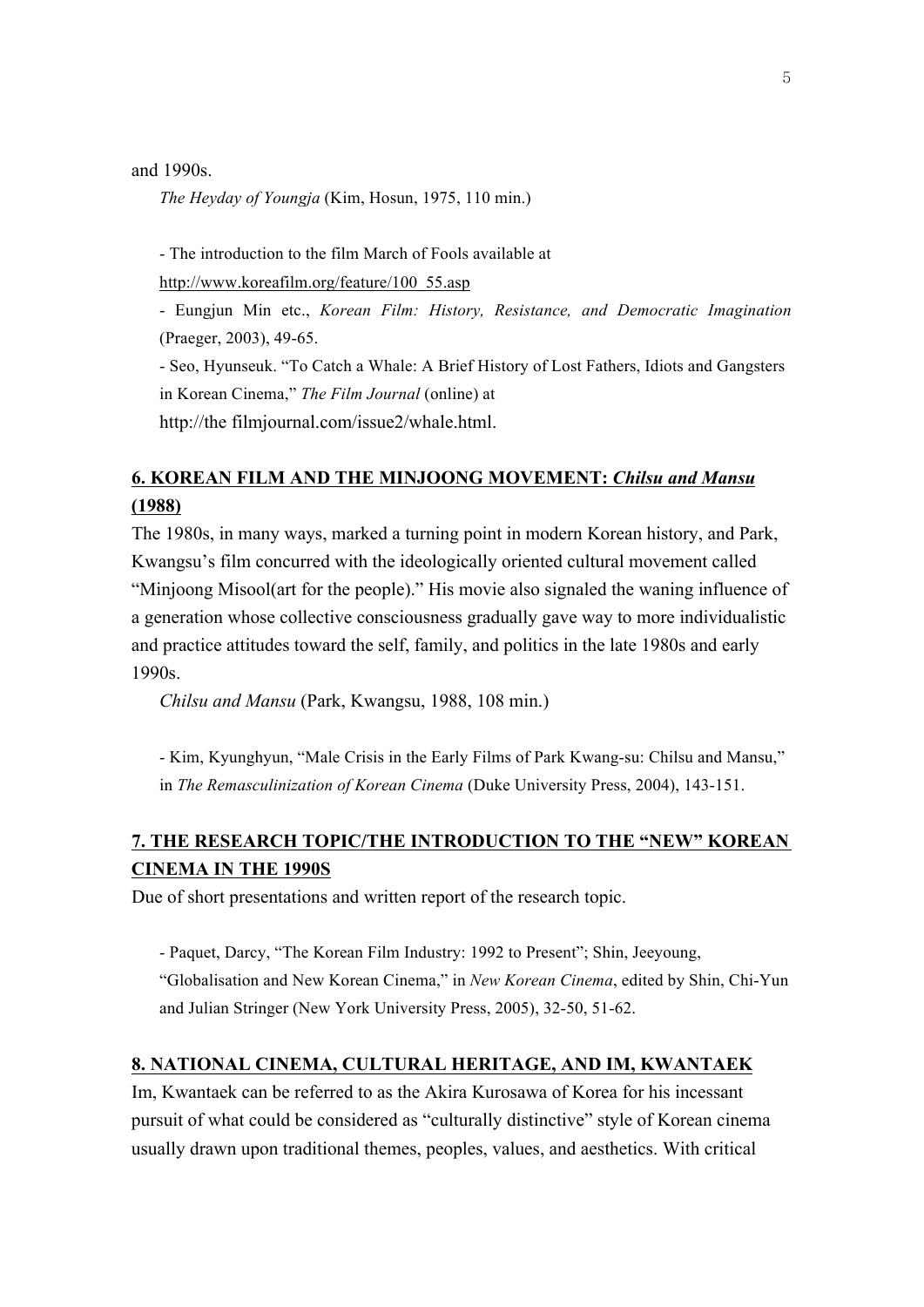and 1990s.

*The Heyday of Youngja* (Kim, Hosun, 1975, 110 min.)

- The introduction to the film March of Fools available at http://www.koreafilm.org/feature/100_55.asp
- Eungjun Min etc., *Korean Film: History, Resistance, and Democratic Imagination* (Praeger, 2003), 49-65.
- Seo, Hyunseuk. "To Catch a Whale: A Brief History of Lost Fathers, Idiots and Gangsters in Korean Cinema," *The Film Journal* (online) at http://the filmjournal.com/issue2/whale.html.

## 6. KOREAN FILM AND THE MINJOONG MOVEMENT: *Chilsu and Mansu* (1988)

The 1980s, in many ways, marked a turning point in modern Korean history, and Park, Kwangsu's film concurred with the ideologically oriented cultural movement called "Minjoong Misool(art for the people)." His movie also signaled the waning influence of a generation whose collective consciousness gradually gave way to more individualistic and practice attitudes toward the self, family, and politics in the late 1980s and early 1990s.

*Chilsu and Mansu* (Park, Kwangsu, 1988, 108 min.)

- Kim, Kyunghyun, "Male Crisis in the Early Films of Park Kwang-su: Chilsu and Mansu," in *The Remasculinization of Korean Cinema* (Duke University Press, 2004), 143-151.

## 7. THE RESEARCH TOPIC/THE INTRODUCTION TO THE "NEW" KOREAN CINEMA IN THE 1990S

Due of short presentations and written report of the research topic.

- Paquet, Darcy, "The Korean Film Industry: 1992 to Present"; Shin, Jeeyoung, "Globalisation and New Korean Cinema," in *New Korean Cinema*, edited by Shin, Chi-Yun and Julian Stringer (New York University Press, 2005), 32-50, 51-62.

## 8. NATIONAL CINEMA, CULTURAL HERITAGE, AND IM, KWANTAEK

Im, Kwantaek can be referred to as the Akira Kurosawa of Korea for his incessant pursuit of what could be considered as "culturally distinctive" style of Korean cinema usually drawn upon traditional themes, peoples, values, and aesthetics. With critical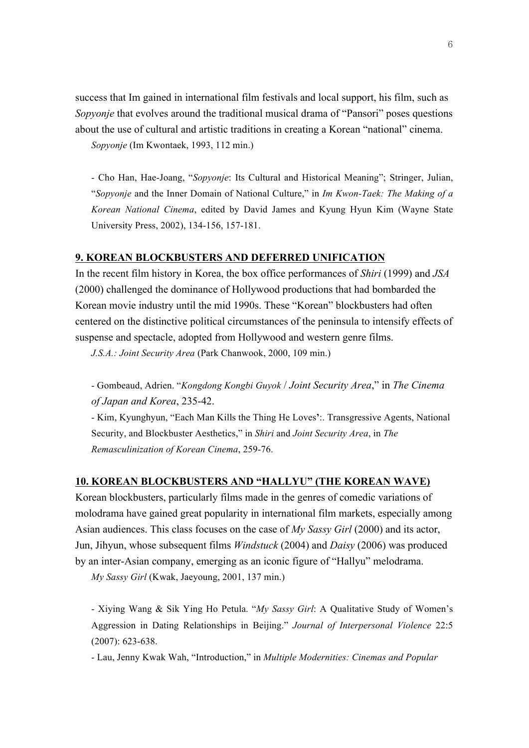success that Im gained in international film festivals and local support, his film, such as *Sopyonje* that evolves around the traditional musical drama of "Pansori" poses questions about the use of cultural and artistic traditions in creating a Korean "national" cinema.

*Sopyonje* (Im Kwontaek, 1993, 112 min.)

- Cho Han, Hae-Joang, "*Sopyonje*: Its Cultural and Historical Meaning"; Stringer, Julian, "*Sopyonje* and the Inner Domain of National Culture," in *Im Kwon-Taek: The Making of a Korean National Cinema*, edited by David James and Kyung Hyun Kim (Wayne State University Press, 2002), 134-156, 157-181.

## 9. KOREAN BLOCKBUSTERS AND DEFERRED UNIFICATION

In the recent film history in Korea, the box office performances of *Shiri* (1999) and *JSA* (2000) challenged the dominance of Hollywood productions that had bombarded the Korean movie industry until the mid 1990s. These "Korean" blockbusters had often centered on the distinctive political circumstances of the peninsula to intensify effects of suspense and spectacle, adopted from Hollywood and western genre films.

*J.S.A.: Joint Security Area* (Park Chanwook, 2000, 109 min.)

- Gombeaud, Adrien. "*Kongdong Kongbi Guyok* / *Joint Security Area*," in *The Cinema of Japan and Korea*, 235-42.
- Kim, Kyunghyun, "Each Man Kills the Thing He Loves':. Transgressive Agents, National Security, and Blockbuster Aesthetics," in *Shiri* and *Joint Security Area*, in *The Remasculinization of Korean Cinema*, 259-76.

## 10. KOREAN BLOCKBUSTERS AND "HALLYU" (THE KOREAN WAVE)

Korean blockbusters, particularly films made in the genres of comedic variations of molodrama have gained great popularity in international film markets, especially among Asian audiences. This class focuses on the case of *My Sassy Girl* (2000) and its actor, Jun, Jihyun, whose subsequent films *Windstuck* (2004) and *Daisy* (2006) was produced by an inter-Asian company, emerging as an iconic figure of "Hallyu" melodrama.

*My Sassy Girl* (Kwak, Jaeyoung, 2001, 137 min.)

- Xiying Wang & Sik Ying Ho Petula. "*My Sassy Girl*: A Qualitative Study of Women's Aggression in Dating Relationships in Beijing." *Journal of Interpersonal Violence* 22:5 (2007): 623-638.
- Lau, Jenny Kwak Wah, "Introduction," in *Multiple Modernities: Cinemas and Popular*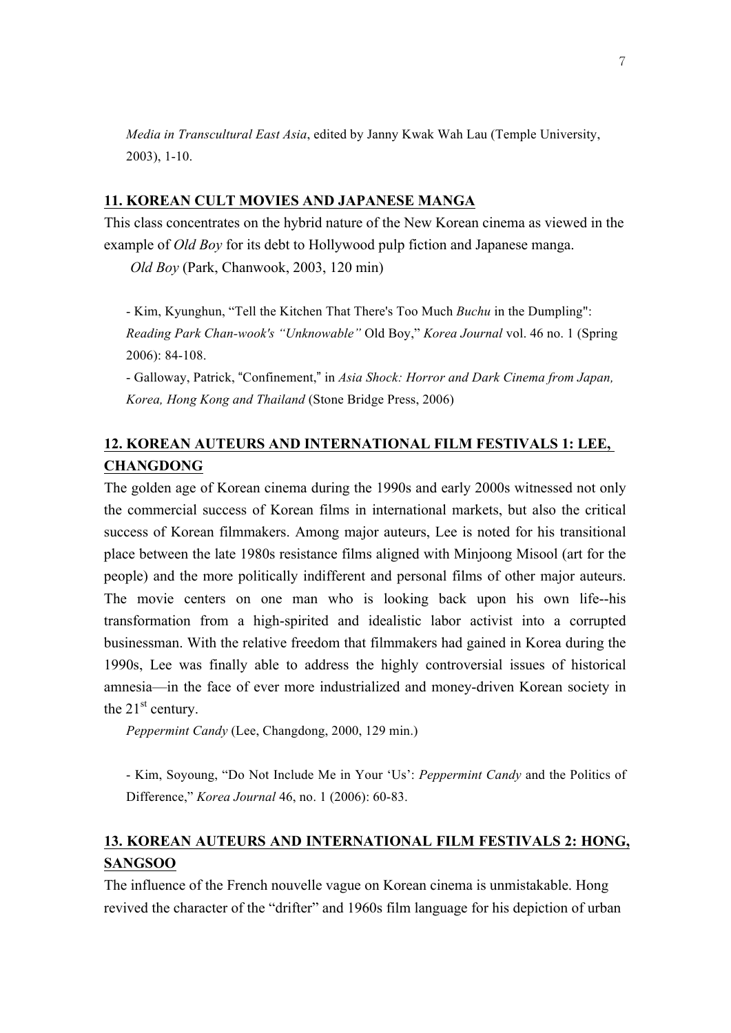*Media in Transcultural East Asia*, edited by Janny Kwak Wah Lau (Temple University, 2003), 1-10.

## 11. KOREAN CULT MOVIES AND JAPANESE MANGA

This class concentrates on the hybrid nature of the New Korean cinema as viewed in the example of *Old Boy* for its debt to Hollywood pulp fiction and Japanese manga.

*Old Boy* (Park, Chanwook, 2003, 120 min)

- Kim, Kyunghun, "Tell the Kitchen That There's Too Much *Buchu* in the Dumpling": *Reading Park Chan-wook's "Unknowable"* Old Boy," *Korea Journal* vol. 46 no. 1 (Spring 2006): 84-108.
- Galloway, Patrick, "Confinement," in *Asia Shock: Horror and Dark Cinema from Japan, Korea, Hong Kong and Thailand* (Stone Bridge Press, 2006)

## 12. KOREAN AUTEURS AND INTERNATIONAL FILM FESTIVALS 1: LEE, CHANGDONG

The golden age of Korean cinema during the 1990s and early 2000s witnessed not only the commercial success of Korean films in international markets, but also the critical success of Korean filmmakers. Among major auteurs, Lee is noted for his transitional place between the late 1980s resistance films aligned with Minjoong Misool (art for the people) and the more politically indifferent and personal films of other major auteurs. The movie centers on one man who is looking back upon his own life--his transformation from a high-spirited and idealistic labor activist into a corrupted businessman. With the relative freedom that filmmakers had gained in Korea during the 1990s, Lee was finally able to address the highly controversial issues of historical amnesia—in the face of ever more industrialized and money-driven Korean society in the 21st century.

*Peppermint Candy* (Lee, Changdong, 2000, 129 min.)

- Kim, Soyoung, "Do Not Include Me in Your 'Us': *Peppermint Candy* and the Politics of Difference," *Korea Journal* 46, no. 1 (2006): 60-83.

## 13. KOREAN AUTEURS AND INTERNATIONAL FILM FESTIVALS 2: HONG, SANGSOO

The influence of the French nouvelle vague on Korean cinema is unmistakable. Hong revived the character of the "drifter" and 1960s film language for his depiction of urban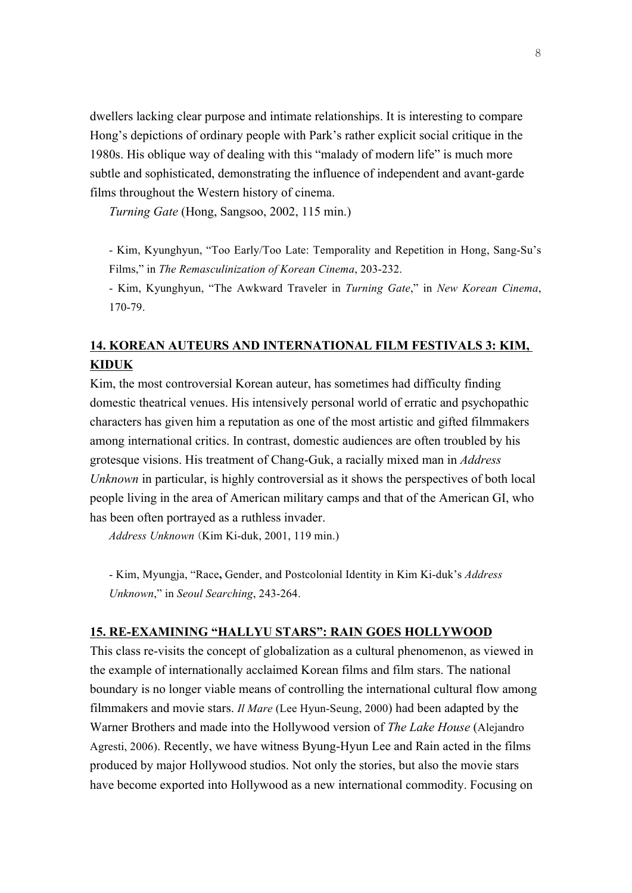dwellers lacking clear purpose and intimate relationships. It is interesting to compare Hong's depictions of ordinary people with Park's rather explicit social critique in the 1980s. His oblique way of dealing with this "malady of modern life" is much more subtle and sophisticated, demonstrating the influence of independent and avant-garde films throughout the Western history of cinema.

*Turning Gate* (Hong, Sangsoo, 2002, 115 min.)

- Kim, Kyunghyun, "Too Early/Too Late: Temporality and Repetition in Hong, Sang-Su's Films," in *The Remasculinization of Korean Cinema*, 203-232.
- Kim, Kyunghyun, "The Awkward Traveler in *Turning Gate*," in *New Korean Cinema*, 170-79.

## 14. KOREAN AUTEURS AND INTERNATIONAL FILM FESTIVALS 3: KIM, KIDUK

Kim, the most controversial Korean auteur, has sometimes had difficulty finding domestic theatrical venues. His intensively personal world of erratic and psychopathic characters has given him a reputation as one of the most artistic and gifted filmmakers among international critics. In contrast, domestic audiences are often troubled by his grotesque visions. His treatment of Chang-Guk, a racially mixed man in *Address Unknown* in particular, is highly controversial as it shows the perspectives of both local people living in the area of American military camps and that of the American GI, who has been often portrayed as a ruthless invader.

*Address Unknown* (Kim Ki-duk, 2001, 119 min.)

- Kim, Myungja, "Race**,** Gender, and Postcolonial Identity in Kim Ki-duk's *Address Unknown*," in *Seoul Searching*, 243-264.

## 15. RE-EXAMINING "HALLYU STARS": RAIN GOES HOLLYWOOD

This class re-visits the concept of globalization as a cultural phenomenon, as viewed in the example of internationally acclaimed Korean films and film stars. The national boundary is no longer viable means of controlling the international cultural flow among filmmakers and movie stars. *Il Mare* (Lee Hyun-Seung, 2000) had been adapted by the Warner Brothers and made into the Hollywood version of *The Lake House* (Alejandro Agresti, 2006). Recently, we have witness Byung-Hyun Lee and Rain acted in the films produced by major Hollywood studios. Not only the stories, but also the movie stars have become exported into Hollywood as a new international commodity. Focusing on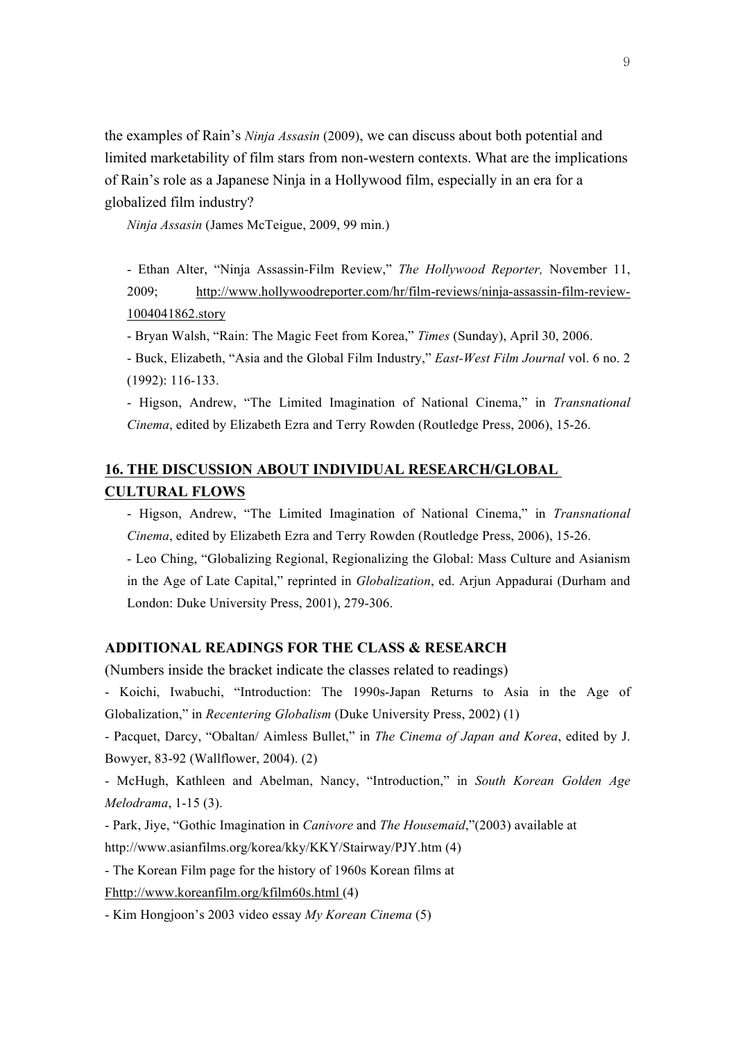the examples of Rain's *Ninja Assasin* (2009), we can discuss about both potential and limited marketability of film stars from non-western contexts. What are the implications of Rain's role as a Japanese Ninja in a Hollywood film, especially in an era for a globalized film industry?

*Ninja Assasin* (James McTeigue, 2009, 99 min.)

- Ethan Alter, "Ninja Assassin-Film Review," *The Hollywood Reporter,* November 11, 2009; http://www.hollywoodreporter.com/hr/film-reviews/ninja-assassin-film-review-1004041862.story
- Bryan Walsh, "Rain: The Magic Feet from Korea," *Times* (Sunday), April 30, 2006.
- Buck, Elizabeth, "Asia and the Global Film Industry," *East-West Film Journal* vol. 6 no. 2 (1992): 116-133.
- Higson, Andrew, "The Limited Imagination of National Cinema," in *Transnational Cinema*, edited by Elizabeth Ezra and Terry Rowden (Routledge Press, 2006), 15-26.

## 16. THE DISCUSSION ABOUT INDIVIDUAL RESEARCH/GLOBAL CULTURAL FLOWS

- Higson, Andrew, "The Limited Imagination of National Cinema," in *Transnational Cinema*, edited by Elizabeth Ezra and Terry Rowden (Routledge Press, 2006), 15-26.
- Leo Ching, "Globalizing Regional, Regionalizing the Global: Mass Culture and Asianism in the Age of Late Capital," reprinted in *Globalization*, ed. Arjun Appadurai (Durham and London: Duke University Press, 2001), 279-306.

## ADDITIONAL READINGS FOR THE CLASS & RESEARCH

(Numbers inside the bracket indicate the classes related to readings)

- Koichi, Iwabuchi, "Introduction: The 1990s-Japan Returns to Asia in the Age of Globalization," in *Recentering Globalism* (Duke University Press, 2002) (1)
- Pacquet, Darcy, "Obaltan/ Aimless Bullet," in *The Cinema of Japan and Korea*, edited by J. Bowyer, 83-92 (Wallflower, 2004). (2)
- McHugh, Kathleen and Abelman, Nancy, "Introduction," in *South Korean Golden Age Melodrama*, 1-15 (3).
- Park, Jiye, "Gothic Imagination in *Canivore* and *The Housemaid*,"(2003) available at http://www.asianfilms.org/korea/kky/KKY/Stairway/PJY.htm (4)
- The Korean Film page for the history of 1960s Korean films at Fhttp://www.koreanfilm.org/kfilm60s.html (4)
- Kim Hongjoon's 2003 video essay *My Korean Cinema* (5)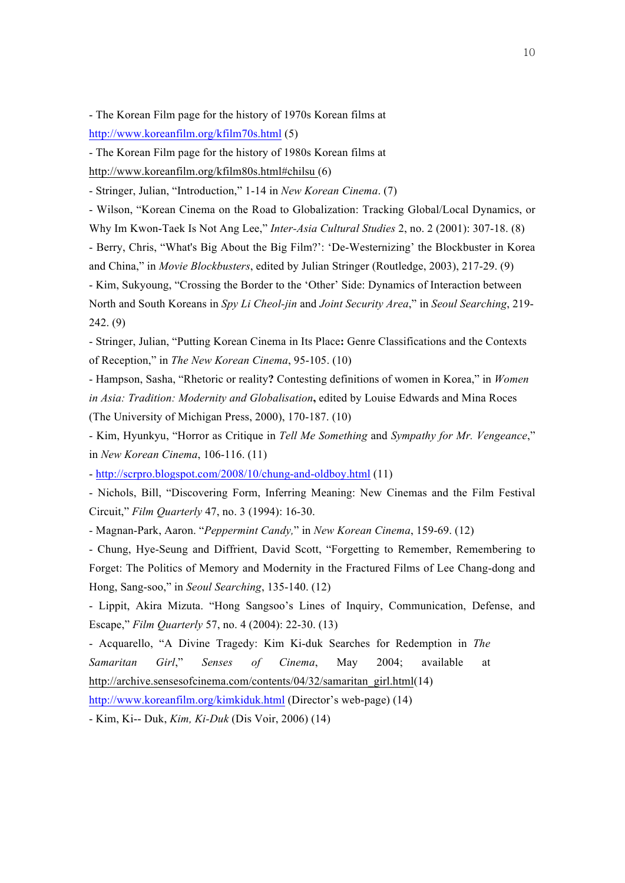- The Korean Film page for the history of 1970s Korean films at http://www.koreanfilm.org/kfilm70s.html (5)

- The Korean Film page for the history of 1980s Korean films at http://www.koreanfilm.org/kfilm80s.html#chilsu (6)

- Stringer, Julian, "Introduction," 1-14 in *New Korean Cinema*. (7)

- Wilson, "Korean Cinema on the Road to Globalization: Tracking Global/Local Dynamics, or Why Im Kwon-Taek Is Not Ang Lee," *Inter-Asia Cultural Studies* 2, no. 2 (2001): 307-18. (8)

- Berry, Chris, "What's Big About the Big Film?': 'De-Westernizing' the Blockbuster in Korea and China," in *Movie Blockbusters*, edited by Julian Stringer (Routledge, 2003), 217-29. (9)

- Kim, Sukyoung, "Crossing the Border to the 'Other' Side: Dynamics of Interaction between North and South Koreans in *Spy Li Cheol-jin* and *Joint Security Area*," in *Seoul Searching*, 219-242. (9)

- Stringer, Julian, "Putting Korean Cinema in Its Place**:** Genre Classifications and the Contexts of Reception," in *The New Korean Cinema*, 95-105. (10)

- Hampson, Sasha, "Rhetoric or reality**?** Contesting definitions of women in Korea," in *Women in Asia: Tradition: Modernity and Globalisation***,** edited by Louise Edwards and Mina Roces (The University of Michigan Press, 2000), 170-187. (10)

- Kim, Hyunkyu, "Horror as Critique in *Tell Me Something* and *Sympathy for Mr. Vengeance*," in *New Korean Cinema*, 106-116. (11)

- http://scrpro.blogspot.com/2008/10/chung-and-oldboy.html (11)

- Nichols, Bill, "Discovering Form, Inferring Meaning: New Cinemas and the Film Festival Circuit," *Film Quarterly* 47, no. 3 (1994): 16-30.

- Magnan-Park, Aaron. "*Peppermint Candy,*" in *New Korean Cinema*, 159-69. (12)

- Chung, Hye-Seung and Diffrient, David Scott, "Forgetting to Remember, Remembering to Forget: The Politics of Memory and Modernity in the Fractured Films of Lee Chang-dong and Hong, Sang-soo," in *Seoul Searching*, 135-140. (12)

- Lippit, Akira Mizuta. "Hong Sangsoo's Lines of Inquiry, Communication, Defense, and Escape," *Film Quarterly* 57, no. 4 (2004): 22-30. (13)

- Acquarello, "A Divine Tragedy: Kim Ki-duk Searches for Redemption in *The Samaritan Girl*," *Senses of Cinema*, May 2004; available at http://archive.sensesofcinema.com/contents/04/32/samaritan_girl.html(14)

http://www.koreanfilm.org/kimkiduk.html (Director's web-page) (14)

- Kim, Ki-- Duk, *Kim, Ki-Duk* (Dis Voir, 2006) (14)